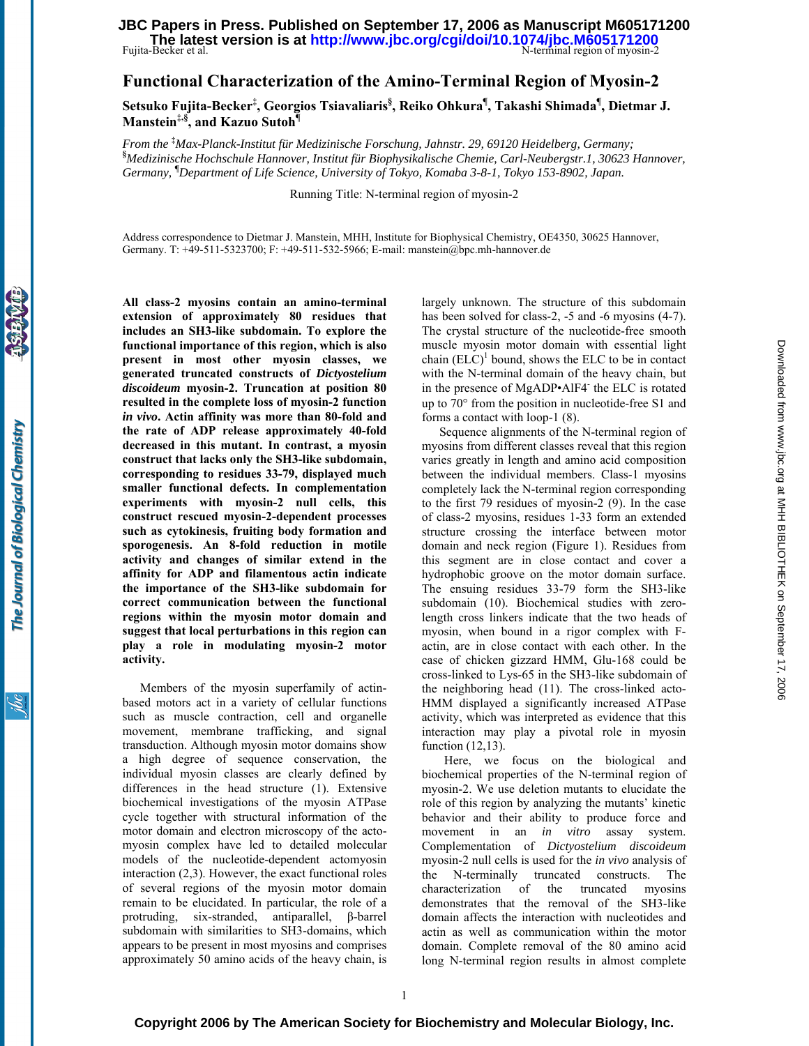# Functional Characterization of the Amino-Terminal Region of Myosin-2

**Setsuko Fujita-Becker[‡], Georgios Tsiavaliaris[§], Reiko Ohkura[¶], Takashi Shimada[¶], Dietmar J. Manstein[‡,§], and Kazuo Sutoh[¶]**

*From the [‡]Max-Planck-Institut für Medizinische Forschung, Jahnstr. 29, 69120 Heidelberg, Germany; [§]Medizinische Hochschule Hannover, Institut für Biophysikalische Chemie, Carl-Neubergstr.1, 30623 Hannover, Germany, [¶]Department of Life Science, University of Tokyo, Komaba 3-8-1, Tokyo 153-8902, Japan.*

Running Title: N-terminal region of myosin-2

Address correspondence to Dietmar J. Manstein, MHH, Institute for Biophysical Chemistry, OE4350, 30625 Hannover, Germany. T: +49-511-5323700; F: +49-511-532-5966; E-mail: manstein@bpc.mh-hannover.de

**All class-2 myosins contain an amino-terminal extension of approximately 80 residues that includes an SH3-like subdomain. To explore the functional importance of this region, which is also present in most other myosin classes, we generated truncated constructs of *Dictyostelium discoideum* myosin-2. Truncation at position 80 resulted in the complete loss of myosin-2 function *in vivo*. Actin affinity was more than 80-fold and the rate of ADP release approximately 40-fold decreased in this mutant. In contrast, a myosin construct that lacks only the SH3-like subdomain, corresponding to residues 33-79, displayed much smaller functional defects. In complementation experiments with myosin-2 null cells, this construct rescued myosin-2-dependent processes such as cytokinesis, fruiting body formation and sporogenesis. An 8-fold reduction in motile activity and changes of similar extend in the affinity for ADP and filamentous actin indicate the importance of the SH3-like subdomain for correct communication between the functional regions within the myosin motor domain and suggest that local perturbations in this region can play a role in modulating myosin-2 motor activity.**

Members of the myosin superfamily of actin-based motors act in a variety of cellular functions such as muscle contraction, cell and organelle movement, membrane trafficking, and signal transduction. Although myosin motor domains show a high degree of sequence conservation, the individual myosin classes are clearly defined by differences in the head structure (1). Extensive biochemical investigations of the myosin ATPase cycle together with structural information of the motor domain and electron microscopy of the acto-myosin complex have led to detailed molecular models of the nucleotide-dependent actomyosin interaction (2,3). However, the exact functional roles of several regions of the myosin motor domain remain to be elucidated. In particular, the role of a protruding, six-stranded, antiparallel, β-barrel subdomain with similarities to SH3-domains, which appears to be present in most myosins and comprises approximately 50 amino acids of the heavy chain, is largely unknown. The structure of this subdomain has been solved for class-2, -5 and -6 myosins (4-7). The crystal structure of the nucleotide-free smooth muscle myosin motor domain with essential light chain (ELC)[1] bound, shows the ELC to be in contact with the N-terminal domain of the heavy chain, but in the presence of MgADP•AlF4$^-$ the ELC is rotated up to 70° from the position in nucleotide-free S1 and forms a contact with loop-1 (8).

Sequence alignments of the N-terminal region of myosins from different classes reveal that this region varies greatly in length and amino acid composition between the individual members. Class-1 myosins completely lack the N-terminal region corresponding to the first 79 residues of myosin-2 (9). In the case of class-2 myosins, residues 1-33 form an extended structure crossing the interface between motor domain and neck region (Figure 1). Residues from this segment are in close contact and cover a hydrophobic groove on the motor domain surface. The ensuing residues 33-79 form the SH3-like subdomain (10). Biochemical studies with zero-length cross linkers indicate that the two heads of myosin, when bound in a rigor complex with F-actin, are in close contact with each other. In the case of chicken gizzard HMM, Glu-168 could be cross-linked to Lys-65 in the SH3-like subdomain of the neighboring head (11). The cross-linked acto-HMM displayed a significantly increased ATPase activity, which was interpreted as evidence that this interaction may play a pivotal role in myosin function (12,13).

Here, we focus on the biological and biochemical properties of the N-terminal region of myosin-2. We use deletion mutants to elucidate the role of this region by analyzing the mutants' kinetic behavior and their ability to produce force and movement in an *in vitro* assay system. Complementation of *Dictyostelium discoideum* myosin-2 null cells is used for the *in vivo* analysis of the N-terminally truncated constructs. The characterization of the truncated myosins demonstrates that the removal of the SH3-like domain affects the interaction with nucleotides and actin as well as communication within the motor domain. Complete removal of the 80 amino acid long N-terminal region results in almost complete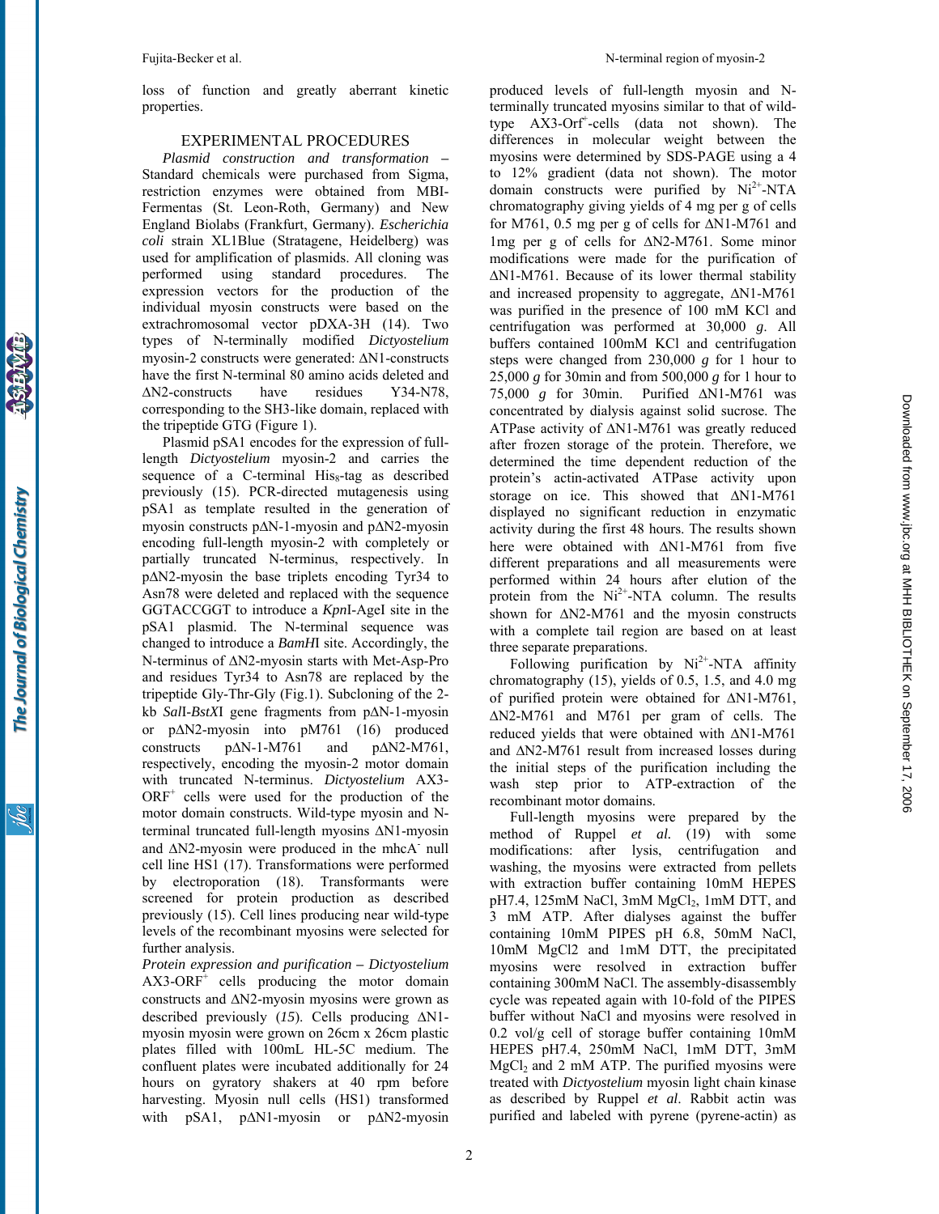loss of function and greatly aberrant kinetic properties.

## EXPERIMENTAL PROCEDURES

*Plasmid construction and transformation* – Standard chemicals were purchased from Sigma, restriction enzymes were obtained from MBI-Fermentas (St. Leon-Roth, Germany) and New England Biolabs (Frankfurt, Germany). *Escherichia coli* strain XL1Blue (Stratagene, Heidelberg) was used for amplification of plasmids. All cloning was performed using standard procedures. The expression vectors for the production of the individual myosin constructs were based on the extrachromosomal vector pDXA-3H (14). Two types of N-terminally modified *Dictyostelium* myosin-2 constructs were generated: ΔN1-constructs have the first N-terminal 80 amino acids deleted and ΔN2-constructs have residues Y34-N78, corresponding to the SH3-like domain, replaced with the tripeptide GTG (Figure 1).

Plasmid pSA1 encodes for the expression of full-length *Dictyostelium* myosin-2 and carries the sequence of a C-terminal $His_8$-tag as described previously (15). PCR-directed mutagenesis using pSA1 as template resulted in the generation of myosin constructs pΔN-1-myosin and pΔN2-myosin encoding full-length myosin-2 with completely or partially truncated N-terminus, respectively. In pΔN2-myosin the base triplets encoding Tyr34 to Asn78 were deleted and replaced with the sequence GGTACCGGT to introduce a *Kpn*I-AgeI site in the pSA1 plasmid. The N-terminal sequence was changed to introduce a *BamH*I site. Accordingly, the N-terminus of ΔN2-myosin starts with Met-Asp-Pro and residues Tyr34 to Asn78 are replaced by the tripeptide Gly-Thr-Gly (Fig.1). Subcloning of the 2-kb *Sal*I-*BstX*I gene fragments from pΔN-1-myosin or pΔN2-myosin into pM761 (16) produced constructs pΔN-1-M761 and pΔN2-M761, respectively, encoding the myosin-2 motor domain with truncated N-terminus. *Dictyostelium* AX3-$ORF^+$ cells were used for the production of the motor domain constructs. Wild-type myosin and N-terminal truncated full-length myosins ΔN1-myosin and ΔN2-myosin were produced in the mhc$A^-$ null cell line HS1 (17). Transformations were performed by electroporation (18). Transformants were screened for protein production as described previously (15). Cell lines producing near wild-type levels of the recombinant myosins were selected for further analysis.

*Protein expression and purification – Dictyostelium* AX3-$ORF^+$ cells producing the motor domain constructs and ΔN2-myosin myosins were grown as described previously (*15*). Cells producing ΔN1-myosin myosin were grown on 26cm x 26cm plastic plates filled with 100mL HL-5C medium. The confluent plates were incubated additionally for 24 hours on gyratory shakers at 40 rpm before harvesting. Myosin null cells (HS1) transformed with pSA1, pΔN1-myosin or pΔN2-myosin produced levels of full-length myosin and N-terminally truncated myosins similar to that of wild-type AX3-$Orf^+$-cells (data not shown). The differences in molecular weight between the myosins were determined by SDS-PAGE using a 4 to 12% gradient (data not shown). The motor domain constructs were purified by $Ni^{2+}$-NTA chromatography giving yields of 4 mg per g of cells for M761, 0.5 mg per g of cells for ΔN1-M761 and 1mg per g of cells for ΔN2-M761. Some minor modifications were made for the purification of ΔN1-M761. Because of its lower thermal stability and increased propensity to aggregate, ΔN1-M761 was purified in the presence of 100 mM KCl and centrifugation was performed at 30,000 *g*. All buffers contained 100mM KCl and centrifugation steps were changed from 230,000 *g* for 1 hour to 25,000 *g* for 30min and from 500,000 *g* for 1 hour to 75,000 *g* for 30min. Purified ΔN1-M761 was concentrated by dialysis against solid sucrose. The ATPase activity of ΔN1-M761 was greatly reduced after frozen storage of the protein. Therefore, we determined the time dependent reduction of the protein's actin-activated ATPase activity upon storage on ice. This showed that ΔN1-M761 displayed no significant reduction in enzymatic activity during the first 48 hours. The results shown here were obtained with ΔN1-M761 from five different preparations and all measurements were performed within 24 hours after elution of the protein from the $Ni^{2+}$-NTA column. The results shown for ΔN2-M761 and the myosin constructs with a complete tail region are based on at least three separate preparations.

Following purification by $Ni^{2+}$-NTA affinity chromatography (15), yields of 0.5, 1.5, and 4.0 mg of purified protein were obtained for ΔN1-M761, ΔN2-M761 and M761 per gram of cells. The reduced yields that were obtained with ΔN1-M761 and ΔN2-M761 result from increased losses during the initial steps of the purification including the wash step prior to ATP-extraction of the recombinant motor domains.

Full-length myosins were prepared by the method of Ruppel *et al.* (19) with some modifications: after lysis, centrifugation and washing, the myosins were extracted from pellets with extraction buffer containing 10mM HEPES pH7.4, 125mM NaCl, 3mM $MgCl_2$, 1mM DTT, and 3 mM ATP. After dialyses against the buffer containing 10mM PIPES pH 6.8, 50mM NaCl, 10mM MgCl2 and 1mM DTT, the precipitated myosins were resolved in extraction buffer containing 300mM NaCl. The assembly-disassembly cycle was repeated again with 10-fold of the PIPES buffer without NaCl and myosins were resolved in 0.2 vol/g cell of storage buffer containing 10mM HEPES pH7.4, 250mM NaCl, 1mM DTT, 3mM $MgCl_2$ and 2 mM ATP. The purified myosins were treated with *Dictyostelium* myosin light chain kinase as described by Ruppel *et al*. Rabbit actin was purified and labeled with pyrene (pyrene-actin) as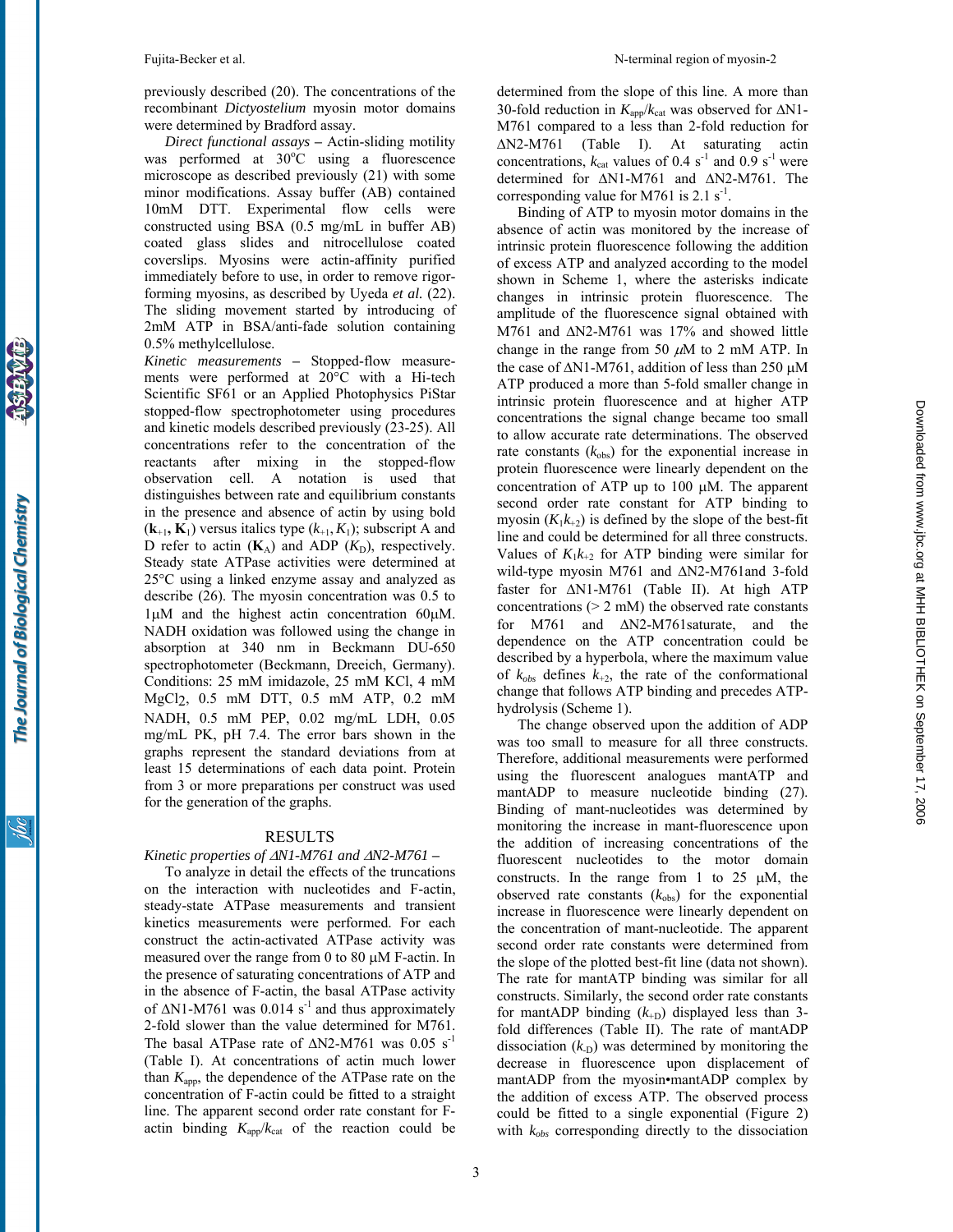previously described (20). The concentrations of the recombinant *Dictyostelium* myosin motor domains were determined by Bradford assay.

*Direct functional assays* – Actin-sliding motility was performed at 30°C using a fluorescence microscope as described previously (21) with some minor modifications. Assay buffer (AB) contained 10mM DTT. Experimental flow cells were constructed using BSA (0.5 mg/mL in buffer AB) coated glass slides and nitrocellulose coated coverslips. Myosins were actin-affinity purified immediately before to use, in order to remove rigor-forming myosins, as described by Uyeda *et al.* (22). The sliding movement started by introducing of 2mM ATP in BSA/anti-fade solution containing 0.5% methylcellulose.

*Kinetic measurements* – Stopped-flow measurements were performed at 20°C with a Hi-tech Scientific SF61 or an Applied Photophysics PiStar stopped-flow spectrophotometer using procedures and kinetic models described previously (23-25). All concentrations refer to the concentration of the reactants after mixing in the stopped-flow observation cell. A notation is used that distinguishes between rate and equilibrium constants in the presence and absence of actin by using bold ($\mathbf{k}_{+1}$, $\mathbf{K}_1$) versus italics type ($k_{+1}$, $K_1$); subscript A and D refer to actin ($\mathbf{K}_A$) and ADP ($K_D$), respectively. Steady state ATPase activities were determined at 25°C using a linked enzyme assay and analyzed as describe (26). The myosin concentration was 0.5 to 1μM and the highest actin concentration 60μM. NADH oxidation was followed using the change in absorption at 340 nm in Beckmann DU-650 spectrophotometer (Beckmann, Dreeich, Germany). Conditions: 25 mM imidazole, 25 mM KCl, 4 mM $MgCl_2$, 0.5 mM DTT, 0.5 mM ATP, 0.2 mM NADH, 0.5 mM PEP, 0.02 mg/mL LDH, 0.05 mg/mL PK, pH 7.4. The error bars shown in the graphs represent the standard deviations from at least 15 determinations of each data point. Protein from 3 or more preparations per construct was used for the generation of the graphs.

## RESULTS

*Kinetic properties of ΔN1-M761 and ΔN2-M761* – To analyze in detail the effects of the truncations on the interaction with nucleotides and F-actin, steady-state ATPase measurements and transient kinetics measurements were performed. For each construct the actin-activated ATPase activity was measured over the range from 0 to 80 μM F-actin. In the presence of saturating concentrations of ATP and in the absence of F-actin, the basal ATPase activity of ΔN1-M761 was 0.014 $s^{-1}$ and thus approximately 2-fold slower than the value determined for M761. The basal ATPase rate of ΔN2-M761 was 0.05 $s^{-1}$ (Table I). At concentrations of actin much lower than $K_{app}$, the dependence of the ATPase rate on the concentration of F-actin could be fitted to a straight line. The apparent second order rate constant for F-actin binding $K_{app}/k_{cat}$ of the reaction could be determined from the slope of this line. A more than 30-fold reduction in $K_{app}/k_{cat}$ was observed for ΔN1-M761 compared to a less than 2-fold reduction for ΔN2-M761 (Table I). At saturating actin concentrations, $k_{cat}$ values of 0.4 $s^{-1}$ and 0.9 $s^{-1}$ were determined for ΔN1-M761 and ΔN2-M761. The corresponding value for M761 is 2.1 $s^{-1}$.

Binding of ATP to myosin motor domains in the absence of actin was monitored by the increase of intrinsic protein fluorescence following the addition of excess ATP and analyzed according to the model shown in Scheme 1, where the asterisks indicate changes in intrinsic protein fluorescence. The amplitude of the fluorescence signal obtained with M761 and ΔN2-M761 was 17% and showed little change in the range from 50 μM to 2 mM ATP. In the case of ΔN1-M761, addition of less than 250 μM ATP produced a more than 5-fold smaller change in intrinsic protein fluorescence and at higher ATP concentrations the signal change became too small to allow accurate rate determinations. The observed rate constants ($k_{obs}$) for the exponential increase in protein fluorescence were linearly dependent on the concentration of ATP up to 100 μM. The apparent second order rate constant for ATP binding to myosin ($K_1k_{+2}$) is defined by the slope of the best-fit line and could be determined for all three constructs. Values of $K_1k_{+2}$ for ATP binding were similar for wild-type myosin M761 and ΔN2-M761and 3-fold faster for ΔN1-M761 (Table II). At high ATP concentrations (> 2 mM) the observed rate constants for M761 and ΔN2-M761saturate, and the dependence on the ATP concentration could be described by a hyperbola, where the maximum value of $k_{obs}$ defines $k_{+2}$, the rate of the conformational change that follows ATP binding and precedes ATP-hydrolysis (Scheme 1).

The change observed upon the addition of ADP was too small to measure for all three constructs. Therefore, additional measurements were performed using the fluorescent analogues mantATP and mantADP to measure nucleotide binding (27). Binding of mant-nucleotides was determined by monitoring the increase in mant-fluorescence upon the addition of increasing concentrations of the fluorescent nucleotides to the motor domain constructs. In the range from 1 to 25 μM, the observed rate constants ($k_{obs}$) for the exponential increase in fluorescence were linearly dependent on the concentration of mant-nucleotide. The apparent second order rate constants were determined from the slope of the plotted best-fit line (data not shown). The rate for mantATP binding was similar for all constructs. Similarly, the second order rate constants for mantADP binding ($k_{+D}$) displayed less than 3-fold differences (Table II). The rate of mantADP dissociation ($k_{-D}$) was determined by monitoring the decrease in fluorescence upon displacement of mantADP from the myosin•mantADP complex by the addition of excess ATP. The observed process could be fitted to a single exponential (Figure 2) with $k_{obs}$ corresponding directly to the dissociation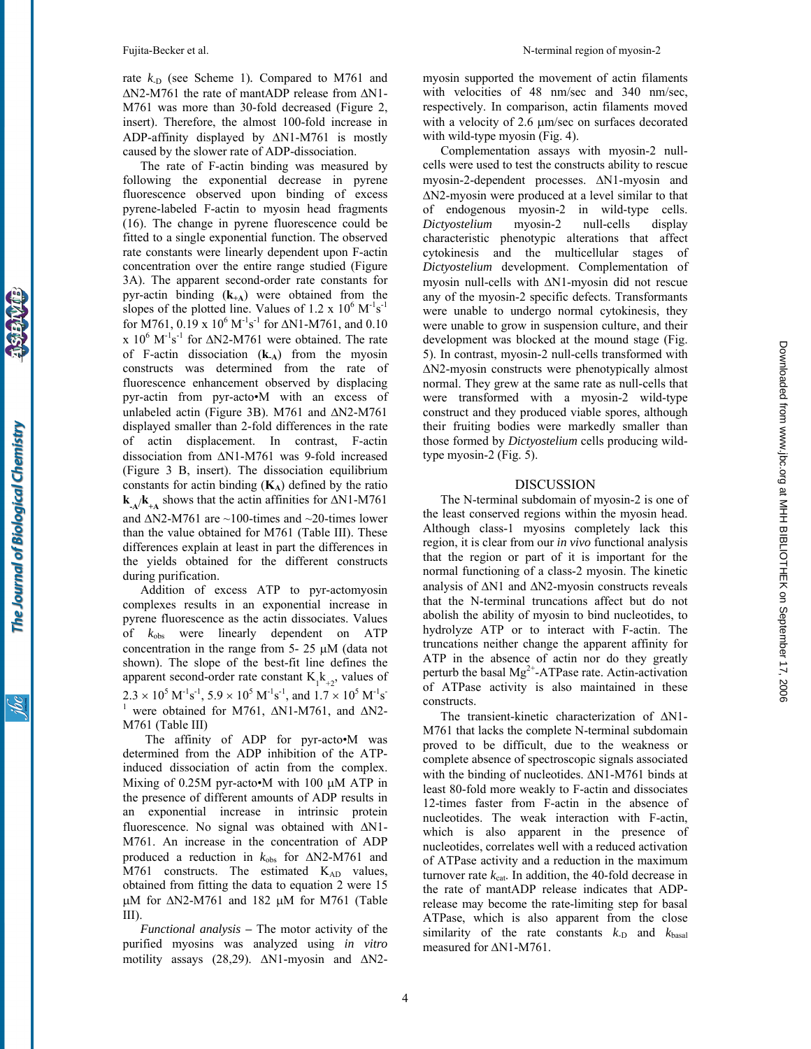rate $k_{-D}$ (see Scheme 1). Compared to M761 and ΔN2-M761 the rate of mantADP release from ΔN1-M761 was more than 30-fold decreased (Figure 2, insert). Therefore, the almost 100-fold increase in ADP-affinity displayed by ΔN1-M761 is mostly caused by the slower rate of ADP-dissociation.

The rate of F-actin binding was measured by following the exponential decrease in pyrene fluorescence observed upon binding of excess pyrene-labeled F-actin to myosin head fragments (16). The change in pyrene fluorescence could be fitted to a single exponential function. The observed rate constants were linearly dependent upon F-actin concentration over the entire range studied (Figure 3A). The apparent second-order rate constants for pyr-actin binding ($\mathbf{k_{+A}}$) were obtained from the slopes of the plotted line. Values of $1.2 \times 10^6\ M^{-1}s^{-1}$ for M761, $0.19 \times 10^6\ M^{-1}s^{-1}$ for ΔN1-M761, and $0.10 \times 10^6\ M^{-1}s^{-1}$ for ΔN2-M761 were obtained. The rate of F-actin dissociation ($\mathbf{k_{-A}}$) from the myosin constructs was determined from the rate of fluorescence enhancement observed by displacing pyr-actin from pyr-acto•M with an excess of unlabeled actin (Figure 3B). M761 and ΔN2-M761 displayed smaller than 2-fold differences in the rate of actin displacement. In contrast, F-actin dissociation from ΔN1-M761 was 9-fold increased (Figure 3 B, insert). The dissociation equilibrium constants for actin binding ($\mathbf{K_A}$) defined by the ratio $\mathbf{k_{-A}/k_{+A}}$ shows that the actin affinities for ΔN1-M761 and ΔN2-M761 are ~100-times and ~20-times lower than the value obtained for M761 (Table III). These differences explain at least in part the differences in the yields obtained for the different constructs during purification.

Addition of excess ATP to pyr-actomyosin complexes results in an exponential increase in pyrene fluorescence as the actin dissociates. Values of $k_{obs}$ were linearly dependent on ATP concentration in the range from 5- 25 μM (data not shown). The slope of the best-fit line defines the apparent second-order rate constant $K_1k_{+2}$, values of $2.3 \times 10^5\ M^{-1}s^{-1}$, $5.9 \times 10^5\ M^{-1}s^{-1}$, and $1.7 \times 10^5\ M^{-1}s^{-1}$ were obtained for M761, ΔN1-M761, and ΔN2-M761 (Table III)

The affinity of ADP for pyr-acto•M was determined from the ADP inhibition of the ATP-induced dissociation of actin from the complex. Mixing of 0.25M pyr-acto•M with 100 μM ATP in the presence of different amounts of ADP results in an exponential increase in intrinsic protein fluorescence. No signal was obtained with ΔN1-M761. An increase in the concentration of ADP produced a reduction in $k_{obs}$ for ΔN2-M761 and M761 constructs. The estimated $K_{AD}$ values, obtained from fitting the data to equation 2 were 15 μM for ΔN2-M761 and 182 μM for M761 (Table III).

*Functional analysis* – The motor activity of the purified myosins was analyzed using *in vitro* motility assays (28,29). ΔN1-myosin and ΔN2-myosin supported the movement of actin filaments with velocities of 48 nm/sec and 340 nm/sec, respectively. In comparison, actin filaments moved with a velocity of 2.6 μm/sec on surfaces decorated with wild-type myosin (Fig. 4).

Complementation assays with myosin-2 null-cells were used to test the constructs ability to rescue myosin-2-dependent processes. ΔN1-myosin and ΔN2-myosin were produced at a level similar to that of endogenous myosin-2 in wild-type cells. *Dictyostelium* myosin-2 null-cells display characteristic phenotypic alterations that affect cytokinesis and the multicellular stages of *Dictyostelium* development. Complementation of myosin null-cells with ΔN1-myosin did not rescue any of the myosin-2 specific defects. Transformants were unable to undergo normal cytokinesis, they were unable to grow in suspension culture, and their development was blocked at the mound stage (Fig. 5). In contrast, myosin-2 null-cells transformed with ΔN2-myosin constructs were phenotypically almost normal. They grew at the same rate as null-cells that were transformed with a myosin-2 wild-type construct and they produced viable spores, although their fruiting bodies were markedly smaller than those formed by *Dictyostelium* cells producing wild-type myosin-2 (Fig. 5).

## DISCUSSION

The N-terminal subdomain of myosin-2 is one of the least conserved regions within the myosin head. Although class-1 myosins completely lack this region, it is clear from our *in vivo* functional analysis that the region or part of it is important for the normal functioning of a class-2 myosin. The kinetic analysis of ΔN1 and ΔN2-myosin constructs reveals that the N-terminal truncations affect but do not abolish the ability of myosin to bind nucleotides, to hydrolyze ATP or to interact with F-actin. The truncations neither change the apparent affinity for ATP in the absence of actin nor do they greatly perturb the basal $Mg^{2+}$-ATPase rate. Actin-activation of ATPase activity is also maintained in these constructs.

The transient-kinetic characterization of ΔN1-M761 that lacks the complete N-terminal subdomain proved to be difficult, due to the weakness or complete absence of spectroscopic signals associated with the binding of nucleotides. ΔN1-M761 binds at least 80-fold more weakly to F-actin and dissociates 12-times faster from F-actin in the absence of nucleotides. The weak interaction with F-actin, which is also apparent in the presence of nucleotides, correlates well with a reduced activation of ATPase activity and a reduction in the maximum turnover rate $k_{cat}$. In addition, the 40-fold decrease in the rate of mantADP release indicates that ADP-release may become the rate-limiting step for basal ATPase, which is also apparent from the close similarity of the rate constants $k_{-D}$ and $k_{basal}$ measured for ΔN1-M761.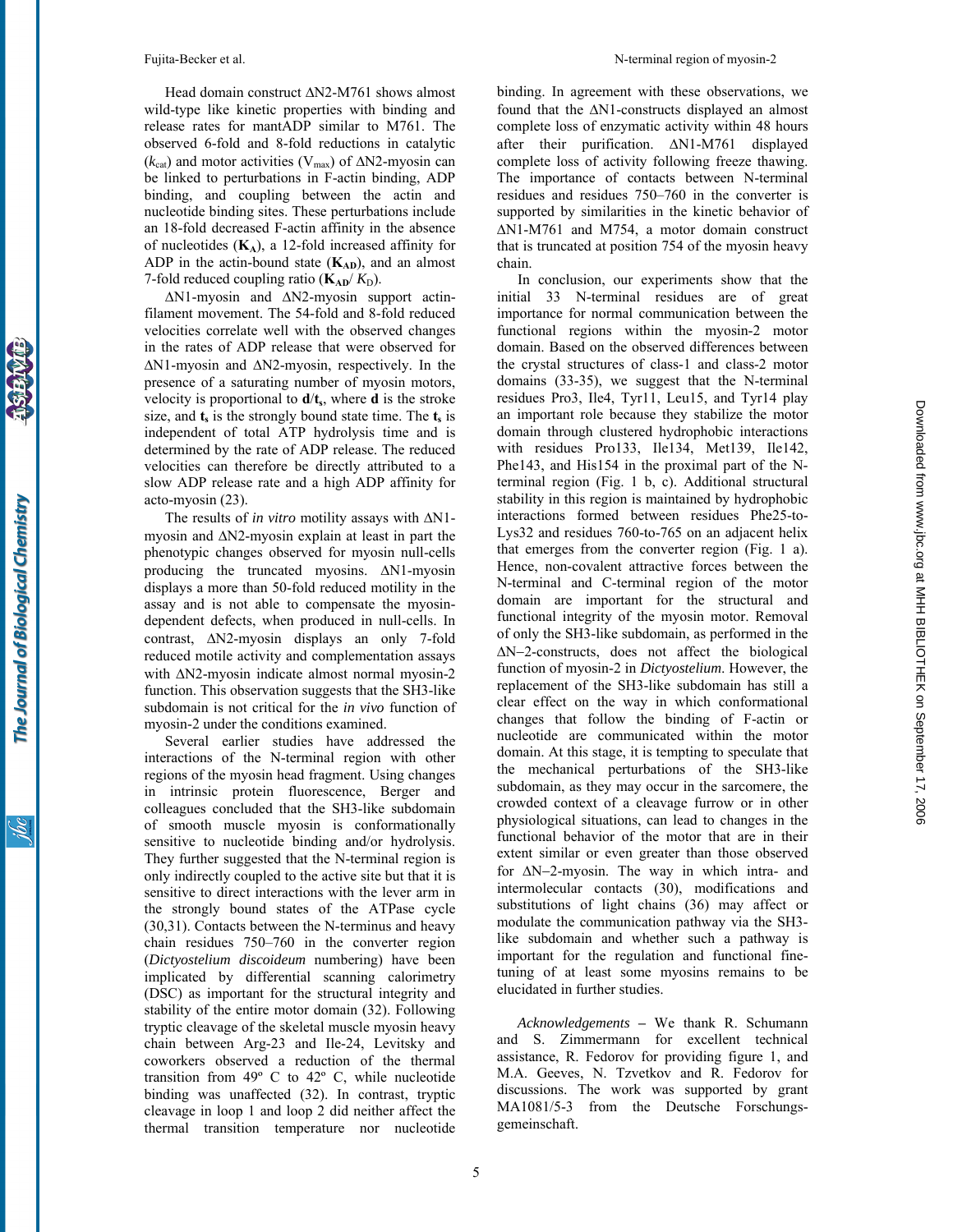Head domain construct ΔN2-M761 shows almost wild-type like kinetic properties with binding and release rates for mantADP similar to M761. The observed 6-fold and 8-fold reductions in catalytic ($k_{cat}$) and motor activities ($V_{max}$) of ΔN2-myosin can be linked to perturbations in F-actin binding, ADP binding, and coupling between the actin and nucleotide binding sites. These perturbations include an 18-fold decreased F-actin affinity in the absence of nucleotides ($\mathbf{K_A}$), a 12-fold increased affinity for ADP in the actin-bound state ($\mathbf{K_{AD}}$), and an almost 7-fold reduced coupling ratio ($\mathbf{K_{AD}}/K_D$).

ΔN1-myosin and ΔN2-myosin support actin-filament movement. The 54-fold and 8-fold reduced velocities correlate well with the observed changes in the rates of ADP release that were observed for ΔN1-myosin and ΔN2-myosin, respectively. In the presence of a saturating number of myosin motors, velocity is proportional to $\mathbf{d}/\mathbf{t_s}$, where **d** is the stroke size, and $\mathbf{t_s}$ is the strongly bound state time. The $\mathbf{t_s}$ is independent of total ATP hydrolysis time and is determined by the rate of ADP release. The reduced velocities can therefore be directly attributed to a slow ADP release rate and a high ADP affinity for acto-myosin (23).

The results of *in vitro* motility assays with ΔN1-myosin and ΔN2-myosin explain at least in part the phenotypic changes observed for myosin null-cells producing the truncated myosins. ΔN1-myosin displays a more than 50-fold reduced motility in the assay and is not able to compensate the myosin-dependent defects, when produced in null-cells. In contrast, ΔN2-myosin displays an only 7-fold reduced motile activity and complementation assays with ΔN2-myosin indicate almost normal myosin-2 function. This observation suggests that the SH3-like subdomain is not critical for the *in vivo* function of myosin-2 under the conditions examined.

Several earlier studies have addressed the interactions of the N-terminal region with other regions of the myosin head fragment. Using changes in intrinsic protein fluorescence, Berger and colleagues concluded that the SH3-like subdomain of smooth muscle myosin is conformationally sensitive to nucleotide binding and/or hydrolysis. They further suggested that the N-terminal region is only indirectly coupled to the active site but that it is sensitive to direct interactions with the lever arm in the strongly bound states of the ATPase cycle (30,31). Contacts between the N-terminus and heavy chain residues 750–760 in the converter region (*Dictyostelium discoideum* numbering) have been implicated by differential scanning calorimetry (DSC) as important for the structural integrity and stability of the entire motor domain (32). Following tryptic cleavage of the skeletal muscle myosin heavy chain between Arg-23 and Ile-24, Levitsky and coworkers observed a reduction of the thermal transition from 49º C to 42º C, while nucleotide binding was unaffected (32). In contrast, tryptic cleavage in loop 1 and loop 2 did neither affect the thermal transition temperature nor nucleotide binding. In agreement with these observations, we found that the ΔN1-constructs displayed an almost complete loss of enzymatic activity within 48 hours after their purification. ΔN1-M761 displayed complete loss of activity following freeze thawing. The importance of contacts between N-terminal residues and residues 750–760 in the converter is supported by similarities in the kinetic behavior of ΔN1-M761 and M754, a motor domain construct that is truncated at position 754 of the myosin heavy chain.

In conclusion, our experiments show that the initial 33 N-terminal residues are of great importance for normal communication between the functional regions within the myosin-2 motor domain. Based on the observed differences between the crystal structures of class-1 and class-2 motor domains (33-35), we suggest that the N-terminal residues Pro3, Ile4, Tyr11, Leu15, and Tyr14 play an important role because they stabilize the motor domain through clustered hydrophobic interactions with residues Pro133, Ile134, Met139, Ile142, Phe143, and His154 in the proximal part of the N-terminal region (Fig. 1 b, c). Additional structural stability in this region is maintained by hydrophobic interactions formed between residues Phe25-to-Lys32 and residues 760-to-765 on an adjacent helix that emerges from the converter region (Fig. 1 a). Hence, non-covalent attractive forces between the N-terminal and C-terminal region of the motor domain are important for the structural and functional integrity of the myosin motor. Removal of only the SH3-like subdomain, as performed in the ΔN–2-constructs, does not affect the biological function of myosin-2 in *Dictyostelium*. However, the replacement of the SH3-like subdomain has still a clear effect on the way in which conformational changes that follow the binding of F-actin or nucleotide are communicated within the motor domain. At this stage, it is tempting to speculate that the mechanical perturbations of the SH3-like subdomain, as they may occur in the sarcomere, the crowded context of a cleavage furrow or in other physiological situations, can lead to changes in the functional behavior of the motor that are in their extent similar or even greater than those observed for ΔN–2-myosin. The way in which intra- and intermolecular contacts (30), modifications and substitutions of light chains (36) may affect or modulate the communication pathway via the SH3-like subdomain and whether such a pathway is important for the regulation and functional fine-tuning of at least some myosins remains to be elucidated in further studies.

*Acknowledgements* – We thank R. Schumann and S. Zimmermann for excellent technical assistance, R. Fedorov for providing figure 1, and M.A. Geeves, N. Tzvetkov and R. Fedorov for discussions. The work was supported by grant MA1081/5-3 from the Deutsche Forschungsgemeinschaft.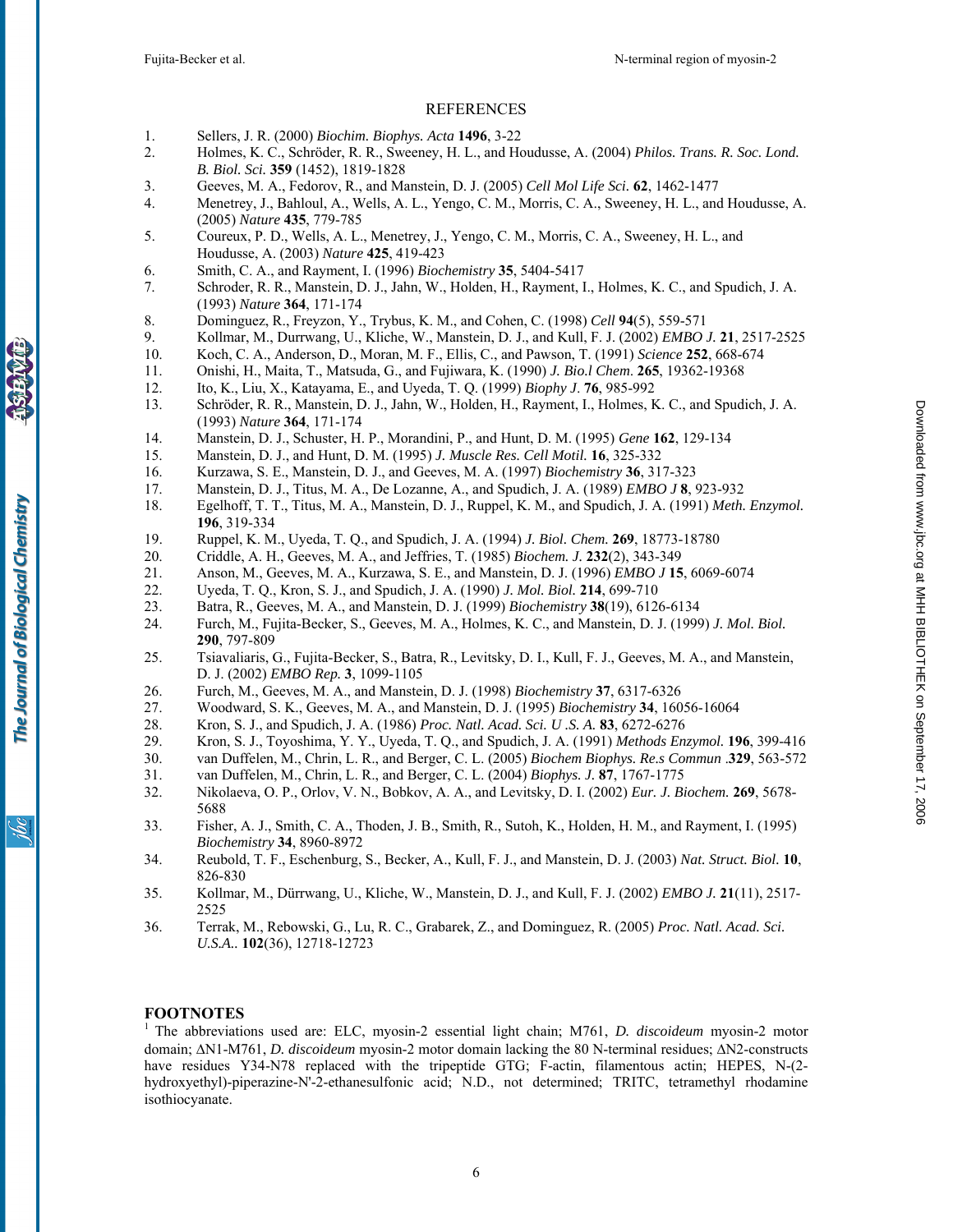## REFERENCES

1. Sellers, J. R. (2000) *Biochim. Biophys. Acta* **1496**, 3-22
2. Holmes, K. C., Schröder, R. R., Sweeney, H. L., and Houdusse, A. (2004) *Philos. Trans. R. Soc. Lond. B. Biol. Sci.* **359** (1452), 1819-1828
3. Geeves, M. A., Fedorov, R., and Manstein, D. J. (2005) *Cell Mol Life Sci.* **62**, 1462-1477
4. Menetrey, J., Bahloul, A., Wells, A. L., Yengo, C. M., Morris, C. A., Sweeney, H. L., and Houdusse, A. (2005) *Nature* **435**, 779-785
5. Coureux, P. D., Wells, A. L., Menetrey, J., Yengo, C. M., Morris, C. A., Sweeney, H. L., and Houdusse, A. (2003) *Nature* **425**, 419-423
6. Smith, C. A., and Rayment, I. (1996) *Biochemistry* **35**, 5404-5417
7. Schroder, R. R., Manstein, D. J., Jahn, W., Holden, H., Rayment, I., Holmes, K. C., and Spudich, J. A. (1993) *Nature* **364**, 171-174
8. Dominguez, R., Freyzon, Y., Trybus, K. M., and Cohen, C. (1998) *Cell* **94**(5), 559-571
9. Kollmar, M., Durrwang, U., Kliche, W., Manstein, D. J., and Kull, F. J. (2002) *EMBO J.* **21**, 2517-2525
10. Koch, C. A., Anderson, D., Moran, M. F., Ellis, C., and Pawson, T. (1991) *Science* **252**, 668-674
11. Onishi, H., Maita, T., Matsuda, G., and Fujiwara, K. (1990) *J. Bio.l Chem.* **265**, 19362-19368
12. Ito, K., Liu, X., Katayama, E., and Uyeda, T. Q. (1999) *Biophy J.* **76**, 985-992
13. Schröder, R. R., Manstein, D. J., Jahn, W., Holden, H., Rayment, I., Holmes, K. C., and Spudich, J. A. (1993) *Nature* **364**, 171-174
14. Manstein, D. J., Schuster, H. P., Morandini, P., and Hunt, D. M. (1995) *Gene* **162**, 129-134
15. Manstein, D. J., and Hunt, D. M. (1995) *J. Muscle Res. Cell Motil.* **16**, 325-332
16. Kurzawa, S. E., Manstein, D. J., and Geeves, M. A. (1997) *Biochemistry* **36**, 317-323
17. Manstein, D. J., Titus, M. A., De Lozanne, A., and Spudich, J. A. (1989) *EMBO J* **8**, 923-932
18. Egelhoff, T. T., Titus, M. A., Manstein, D. J., Ruppel, K. M., and Spudich, J. A. (1991) *Meth. Enzymol.* **196**, 319-334
19. Ruppel, K. M., Uyeda, T. Q., and Spudich, J. A. (1994) *J. Biol. Chem.* **269**, 18773-18780
20. Criddle, A. H., Geeves, M. A., and Jeffries, T. (1985) *Biochem. J.* **232**(2), 343-349
21. Anson, M., Geeves, M. A., Kurzawa, S. E., and Manstein, D. J. (1996) *EMBO J* **15**, 6069-6074
22. Uyeda, T. Q., Kron, S. J., and Spudich, J. A. (1990) *J. Mol. Biol.* **214**, 699-710
23. Batra, R., Geeves, M. A., and Manstein, D. J. (1999) *Biochemistry* **38**(19), 6126-6134
24. Furch, M., Fujita-Becker, S., Geeves, M. A., Holmes, K. C., and Manstein, D. J. (1999) *J. Mol. Biol.* **290**, 797-809
25. Tsiavaliaris, G., Fujita-Becker, S., Batra, R., Levitsky, D. I., Kull, F. J., Geeves, M. A., and Manstein, D. J. (2002) *EMBO Rep.* **3**, 1099-1105
26. Furch, M., Geeves, M. A., and Manstein, D. J. (1998) *Biochemistry* **37**, 6317-6326
27. Woodward, S. K., Geeves, M. A., and Manstein, D. J. (1995) *Biochemistry* **34**, 16056-16064
28. Kron, S. J., and Spudich, J. A. (1986) *Proc. Natl. Acad. Sci. U .S. A.* **83**, 6272-6276
29. Kron, S. J., Toyoshima, Y. Y., Uyeda, T. Q., and Spudich, J. A. (1991) *Methods Enzymol.* **196**, 399-416
30. van Duffelen, M., Chrin, L. R., and Berger, C. L. (2005) *Biochem Biophys. Re.s Commun* .**329**, 563-572
31. van Duffelen, M., Chrin, L. R., and Berger, C. L. (2004) *Biophys. J.* **87**, 1767-1775
32. Nikolaeva, O. P., Orlov, V. N., Bobkov, A. A., and Levitsky, D. I. (2002) *Eur. J. Biochem.* **269**, 5678-5688
33. Fisher, A. J., Smith, C. A., Thoden, J. B., Smith, R., Sutoh, K., Holden, H. M., and Rayment, I. (1995) *Biochemistry* **34**, 8960-8972
34. Reubold, T. F., Eschenburg, S., Becker, A., Kull, F. J., and Manstein, D. J. (2003) *Nat. Struct. Biol.* **10**, 826-830
35. Kollmar, M., Dürrwang, U., Kliche, W., Manstein, D. J., and Kull, F. J. (2002) *EMBO J.* **21**(11), 2517-2525
36. Terrak, M., Rebowski, G., Lu, R. C., Grabarek, Z., and Dominguez, R. (2005) *Proc. Natl. Acad. Sci. U.S.A..* **102**(36), 12718-12723

## FOOTNOTES

[1] The abbreviations used are: ELC, myosin-2 essential light chain; M761, *D. discoideum* myosin-2 motor domain; ΔN1-M761, *D. discoideum* myosin-2 motor domain lacking the 80 N-terminal residues; ΔN2-constructs have residues Y34-N78 replaced with the tripeptide GTG; F-actin, filamentous actin; HEPES, N-(2-hydroxyethyl)-piperazine-N'-2-ethanesulfonic acid; N.D., not determined; TRITC, tetramethyl rhodamine isothiocyanate.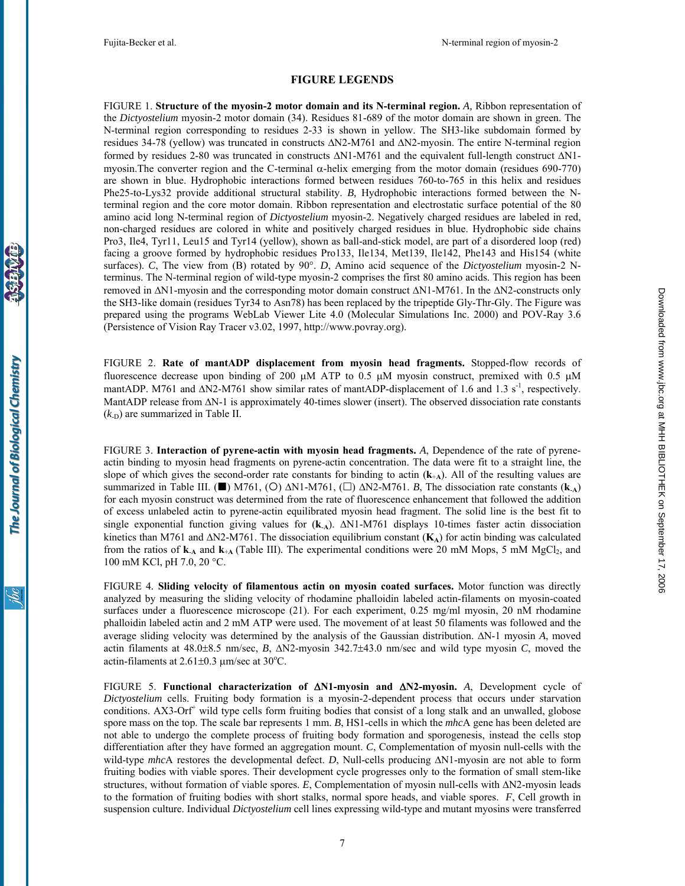## FIGURE LEGENDS

FIGURE 1. **Structure of the myosin-2 motor domain and its N-terminal region.** *A,* Ribbon representation of the *Dictyostelium* myosin-2 motor domain (34). Residues 81-689 of the motor domain are shown in green. The N-terminal region corresponding to residues 2-33 is shown in yellow. The SH3-like subdomain formed by residues 34-78 (yellow) was truncated in constructs ΔN2-M761 and ΔN2-myosin. The entire N-terminal region formed by residues 2-80 was truncated in constructs ΔN1-M761 and the equivalent full-length construct ΔN1-myosin.The converter region and the C-terminal α-helix emerging from the motor domain (residues 690-770) are shown in blue. Hydrophobic interactions formed between residues 760-to-765 in this helix and residues Phe25-to-Lys32 provide additional structural stability. *B,* Hydrophobic interactions formed between the N-terminal region and the core motor domain. Ribbon representation and electrostatic surface potential of the 80 amino acid long N-terminal region of *Dictyostelium* myosin-2. Negatively charged residues are labeled in red, non-charged residues are colored in white and positively charged residues in blue. Hydrophobic side chains Pro3, Ile4, Tyr11, Leu15 and Tyr14 (yellow), shown as ball-and-stick model, are part of a disordered loop (red) facing a groove formed by hydrophobic residues Pro133, Ile134, Met139, Ile142, Phe143 and His154 (white surfaces). *C*, The view from (B) rotated by 90°. *D*, Amino acid sequence of the *Dictyostelium* myosin-2 N-terminus. The N-terminal region of wild-type myosin-2 comprises the first 80 amino acids. This region has been removed in ΔN1-myosin and the corresponding motor domain construct ΔN1-M761. In the ΔN2-constructs only the SH3-like domain (residues Tyr34 to Asn78) has been replaced by the tripeptide Gly-Thr-Gly. The Figure was prepared using the programs WebLab Viewer Lite 4.0 (Molecular Simulations Inc. 2000) and POV-Ray 3.6 (Persistence of Vision Ray Tracer v3.02, 1997, http://www.povray.org).

FIGURE 2. **Rate of mantADP displacement from myosin head fragments.** Stopped-flow records of fluorescence decrease upon binding of 200 μM ATP to 0.5 μM myosin construct, premixed with 0.5 μM mantADP. M761 and ΔN2-M761 show similar rates of mantADP-displacement of 1.6 and 1.3 $s^{-1}$, respectively. MantADP release from ΔN-1 is approximately 40-times slower (insert). The observed dissociation rate constants ($k_{-D}$) are summarized in Table II.

FIGURE 3. **Interaction of pyrene-actin with myosin head fragments.** *A*, Dependence of the rate of pyrene-actin binding to myosin head fragments on pyrene-actin concentration. The data were fit to a straight line, the slope of which gives the second-order rate constants for binding to actin ($\mathbf{k_{+A}}$). All of the resulting values are summarized in Table III. (■) M761, (○) ΔN1-M761, (□) ΔN2-M761. *B*, The dissociation rate constants ($\mathbf{k_{-A}}$) for each myosin construct was determined from the rate of fluorescence enhancement that followed the addition of excess unlabeled actin to pyrene-actin equilibrated myosin head fragment. The solid line is the best fit to single exponential function giving values for ($\mathbf{k_{-A}}$). ΔN1-M761 displays 10-times faster actin dissociation kinetics than M761 and ΔN2-M761. The dissociation equilibrium constant ($\mathbf{K_A}$) for actin binding was calculated from the ratios of $\mathbf{k_{-A}}$ and $\mathbf{k_{+A}}$ (Table III). The experimental conditions were 20 mM Mops, 5 mM $MgCl_2$, and 100 mM KCl, pH 7.0, 20 °C.

FIGURE 4. **Sliding velocity of filamentous actin on myosin coated surfaces.** Motor function was directly analyzed by measuring the sliding velocity of rhodamine phalloidin labeled actin-filaments on myosin-coated surfaces under a fluorescence microscope (21). For each experiment, 0.25 mg/ml myosin, 20 nM rhodamine phalloidin labeled actin and 2 mM ATP were used. The movement of at least 50 filaments was followed and the average sliding velocity was determined by the analysis of the Gaussian distribution. ΔN-1 myosin *A*, moved actin filaments at 48.0±8.5 nm/sec, *B*, ΔN2-myosin 342.7±43.0 nm/sec and wild type myosin *C*, moved the actin-filaments at 2.61±0.3 μm/sec at 30°C.

FIGURE 5. **Functional characterization of ΔN1-myosin and ΔN2-myosin.** *A*, Development cycle of *Dictyostelium* cells. Fruiting body formation is a myosin-2-dependent process that occurs under starvation conditions. AX3-Orf$^{+}$ wild type cells form fruiting bodies that consist of a long stalk and an unwalled, globose spore mass on the top. The scale bar represents 1 mm. *B*, HS1-cells in which the *mhc*A gene has been deleted are not able to undergo the complete process of fruiting body formation and sporogenesis, instead the cells stop differentiation after they have formed an aggregation mount. *C*, Complementation of myosin null-cells with the wild-type *mhc*A restores the developmental defect. *D*, Null-cells producing ΔN1-myosin are not able to form fruiting bodies with viable spores. Their development cycle progresses only to the formation of small stem-like structures, without formation of viable spores. *E*, Complementation of myosin null-cells with ΔN2-myosin leads to the formation of fruiting bodies with short stalks, normal spore heads, and viable spores. *F*, Cell growth in suspension culture. Individual *Dictyostelium* cell lines expressing wild-type and mutant myosins were transferred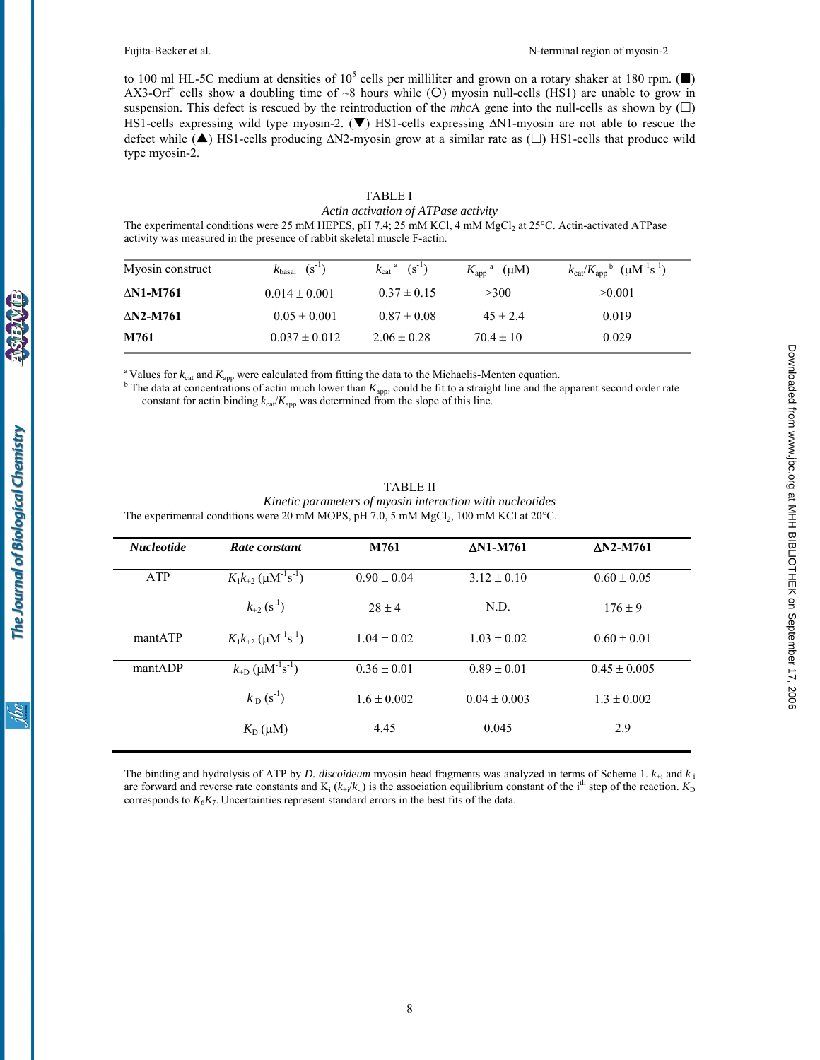to 100 ml HL-5C medium at densities of $10^5$ cells per milliliter and grown on a rotary shaker at 180 rpm. (■) AX3-Orf[+] cells show a doubling time of ~8 hours while (○) myosin null-cells (HS1) are unable to grow in suspension. This defect is rescued by the reintroduction of the *mhc*A gene into the null-cells as shown by (□) HS1-cells expressing wild type myosin-2. (▼) HS1-cells expressing ΔN1-myosin are not able to rescue the defect while (▲) HS1-cells producing ΔN2-myosin grow at a similar rate as (□) HS1-cells that produce wild type myosin-2.

TABLE I

*Actin activation of ATPase activity*

The experimental conditions were 25 mM HEPES, pH 7.4; 25 mM KCl, 4 mM $MgCl_2$ at 25°C. Actin-activated ATPase activity was measured in the presence of rabbit skeletal muscle F-actin.

| Myosin construct | $k_{basal}$ ($s^{-1}$) | $k_{cat}$ [a] ($s^{-1}$) | $K_{app}$ [a] (μM) | $k_{cat}/K_{app}$ [b] ($\mu M^{-1}s^{-1}$) |
|---|---|---|---|---|
| **ΔN1-M761** | 0.014 ± 0.001 | 0.37 ± 0.15 | >300 | >0.001 |
| **ΔN2-M761** | 0.05 ± 0.001 | 0.87 ± 0.08 | 45 ± 2.4 | 0.019 |
| **M761** | 0.037 ± 0.012 | 2.06 ± 0.28 | 70.4 ± 10 | 0.029 |

[a] Values for $k_{cat}$ and $K_{app}$ were calculated from fitting the data to the Michaelis-Menten equation.

[b] The data at concentrations of actin much lower than $K_{app}$, could be fit to a straight line and the apparent second order rate constant for actin binding $k_{cat}/K_{app}$ was determined from the slope of this line.

TABLE II

*Kinetic parameters of myosin interaction with nucleotides*

The experimental conditions were 20 mM MOPS, pH 7.0, 5 mM $MgCl_2$, 100 mM KCl at 20°C.

| *Nucleotide* | *Rate constant* | M761 | ΔN1-M761 | ΔN2-M761 |
|---|---|---|---|---|
| ATP | $K_1k_{+2}$ ($\mu M^{-1}s^{-1}$) | 0.90 ± 0.04 | 3.12 ± 0.10 | 0.60 ± 0.05 |
| | $k_{+2}$ ($s^{-1}$) | 28 ± 4 | N.D. | 176 ± 9 |
| mantATP | $K_1k_{+2}$ ($\mu M^{-1}s^{-1}$) | 1.04 ± 0.02 | 1.03 ± 0.02 | 0.60 ± 0.01 |
| mantADP | $k_{+D}$ ($\mu M^{-1}s^{-1}$) | 0.36 ± 0.01 | 0.89 ± 0.01 | 0.45 ± 0.005 |
| | $k_{-D}$ ($s^{-1}$) | 1.6 ± 0.002 | 0.04 ± 0.003 | 1.3 ± 0.002 |
| | $K_D$ (μM) | 4.45 | 0.045 | 2.9 |

The binding and hydrolysis of ATP by *D. discoideum* myosin head fragments was analyzed in terms of Scheme 1. $k_{+i}$ and $k_{-i}$ are forward and reverse rate constants and $K_i$ ($k_{+i}/k_{-i}$) is the association equilibrium constant of the i[th] step of the reaction. $K_D$ corresponds to $K_6K_7$. Uncertainties represent standard errors in the best fits of the data.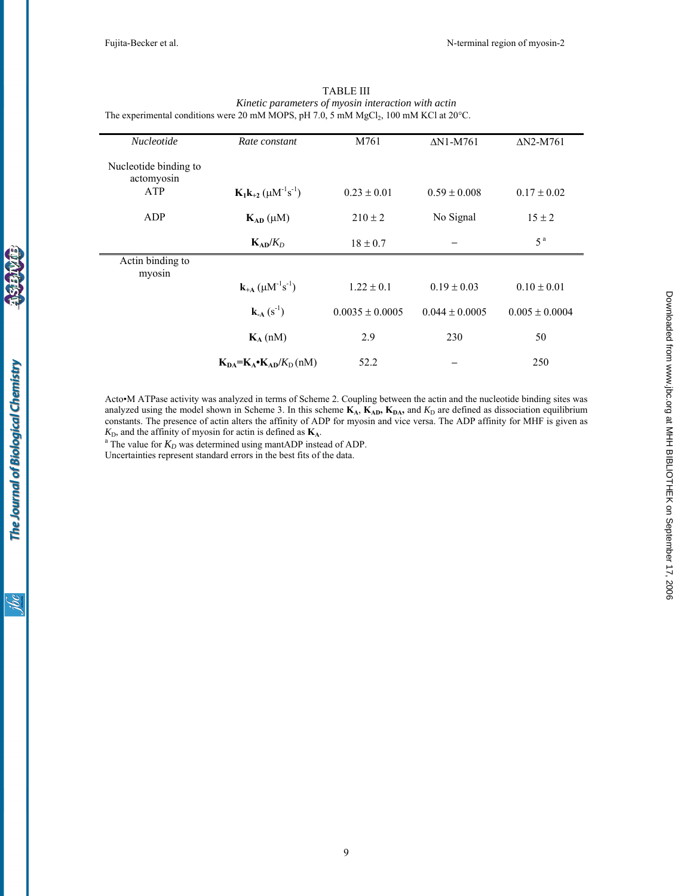TABLE III

*Kinetic parameters of myosin interaction with actin*

The experimental conditions were 20 mM MOPS, pH 7.0, 5 mM $MgCl_2$, 100 mM KCl at 20°C.

| *Nucleotide* | *Rate constant* | M761 | ΔN1-M761 | ΔN2-M761 |
|---|---|---|---|---|
| Nucleotide binding to actomyosin | | | | |
| ATP | $\mathbf{K_1k_{+2}}$ ($\mu M^{-1}s^{-1}$) | 0.23 ± 0.01 | 0.59 ± 0.008 | 0.17 ± 0.02 |
| ADP | $\mathbf{K_{AD}}$ (μM) | 210 ± 2 | No Signal | 15 ± 2 |
| | $\mathbf{K_{AD}}/K_D$ | 18 ± 0.7 | – | 5 [a] |
| Actin binding to myosin | | | | |
| | $\mathbf{k_{+A}}$ ($\mu M^{-1}s^{-1}$) | 1.22 ± 0.1 | 0.19 ± 0.03 | 0.10 ± 0.01 |
| | $\mathbf{k_{-A}}$ ($s^{-1}$) | 0.0035 ± 0.0005 | 0.044 ± 0.0005 | 0.005 ± 0.0004 |
| | $\mathbf{K_A}$ (nM) | 2.9 | 230 | 50 |
| | $\mathbf{K_{DA}}=\mathbf{K_A}\bullet\mathbf{K_{AD}}/K_D$ (nM) | 52.2 | – | 250 |

Acto•M ATPase activity was analyzed in terms of Scheme 2. Coupling between the actin and the nucleotide binding sites was analyzed using the model shown in Scheme 3. In this scheme $\mathbf{K_A}$, $\mathbf{K_{AD}}$, $\mathbf{K_{DA}}$, and $K_D$ are defined as dissociation equilibrium constants. The presence of actin alters the affinity of ADP for myosin and vice versa. The ADP affinity for MHF is given as $K_D$, and the affinity of myosin for actin is defined as $\mathbf{K_A}$.

[a] The value for $K_D$ was determined using mantADP instead of ADP.

Uncertainties represent standard errors in the best fits of the data.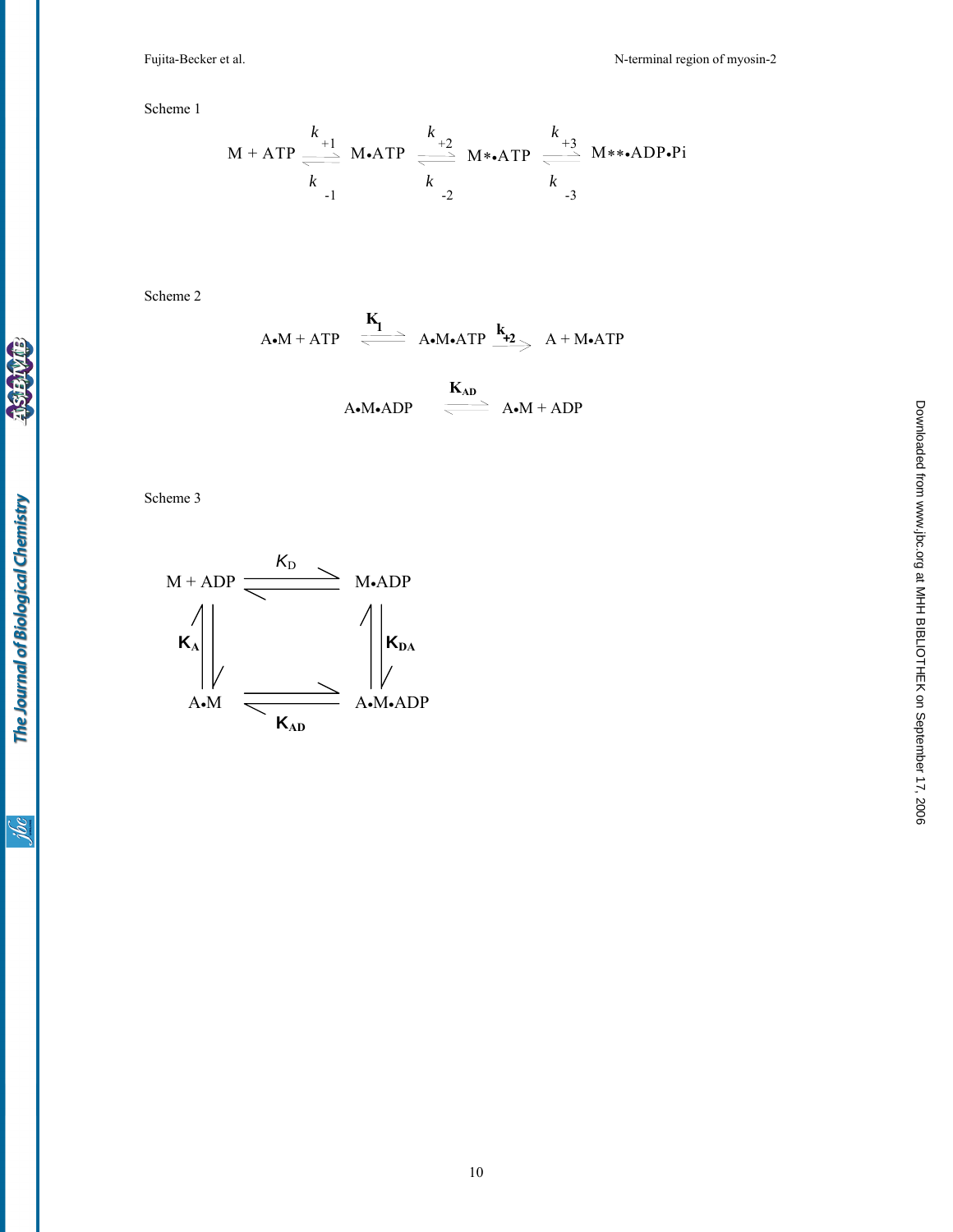Scheme 1

$$\mathrm{M + ATP} \underset{k_{-1}}{\overset{k_{+1}}{\rightleftharpoons}} \mathrm{M{\bullet}ATP} \underset{k_{-2}}{\overset{k_{+2}}{\rightleftharpoons}} \mathrm{M{*}{\bullet}ATP} \underset{k_{-3}}{\overset{k_{+3}}{\rightleftharpoons}} \mathrm{M{*}{*}{\bullet}ADP{\bullet}Pi}$$

Scheme 2

$$\mathrm{A{\bullet}M + ATP} \overset{\mathbf{K_1}}{\rightleftharpoons} \mathrm{A{\bullet}M{\bullet}ATP} \overset{\mathbf{k_{+2}}}{\longrightarrow} \mathrm{A + M{\bullet}ATP}$$

$$\mathrm{A{\bullet}M{\bullet}ADP} \overset{\mathbf{K_{AD}}}{\rightleftharpoons} \mathrm{A{\bullet}M + ADP}$$

Scheme 3

$$\begin{array}{ccc}
\mathrm{M + ADP} & \overset{K_D}{\rightleftharpoons} & \mathrm{M{\bullet}ADP} \\
\mathbf{K_A} \updownarrow & & \updownarrow \mathbf{K_{DA}} \\
\mathrm{A{\bullet}M} & \underset{\mathbf{K_{AD}}}{\rightleftharpoons} & \mathrm{A{\bullet}M{\bullet}ADP}
\end{array}$$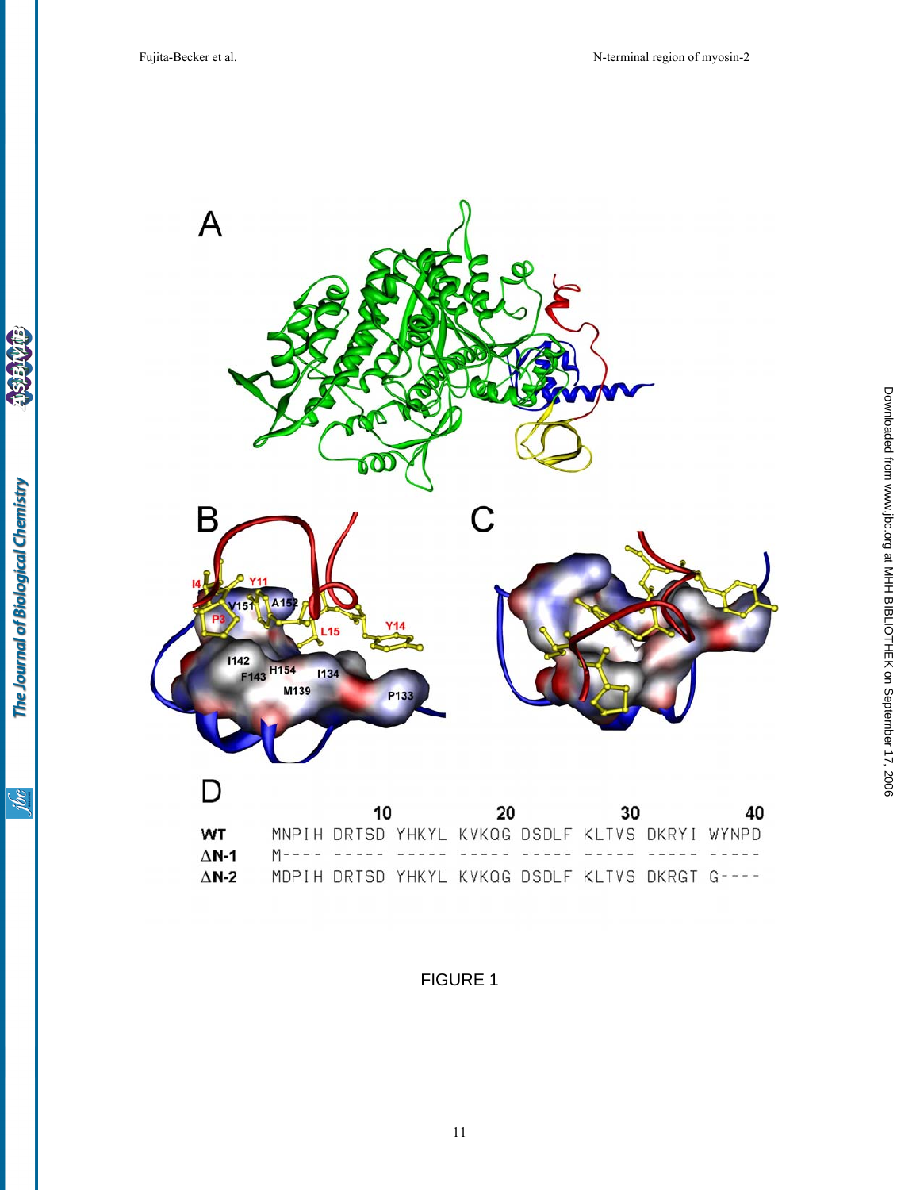FIGURE 1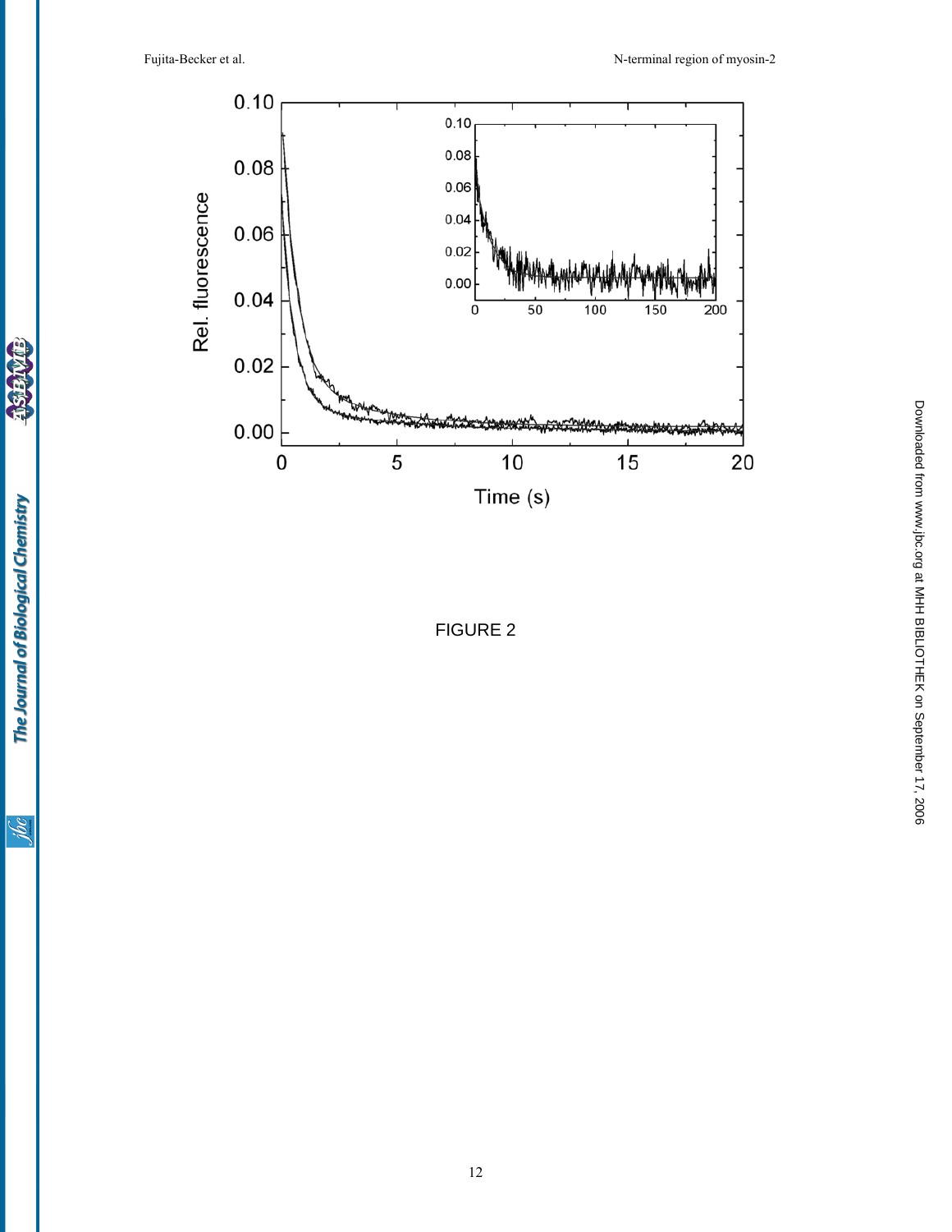FIGURE 2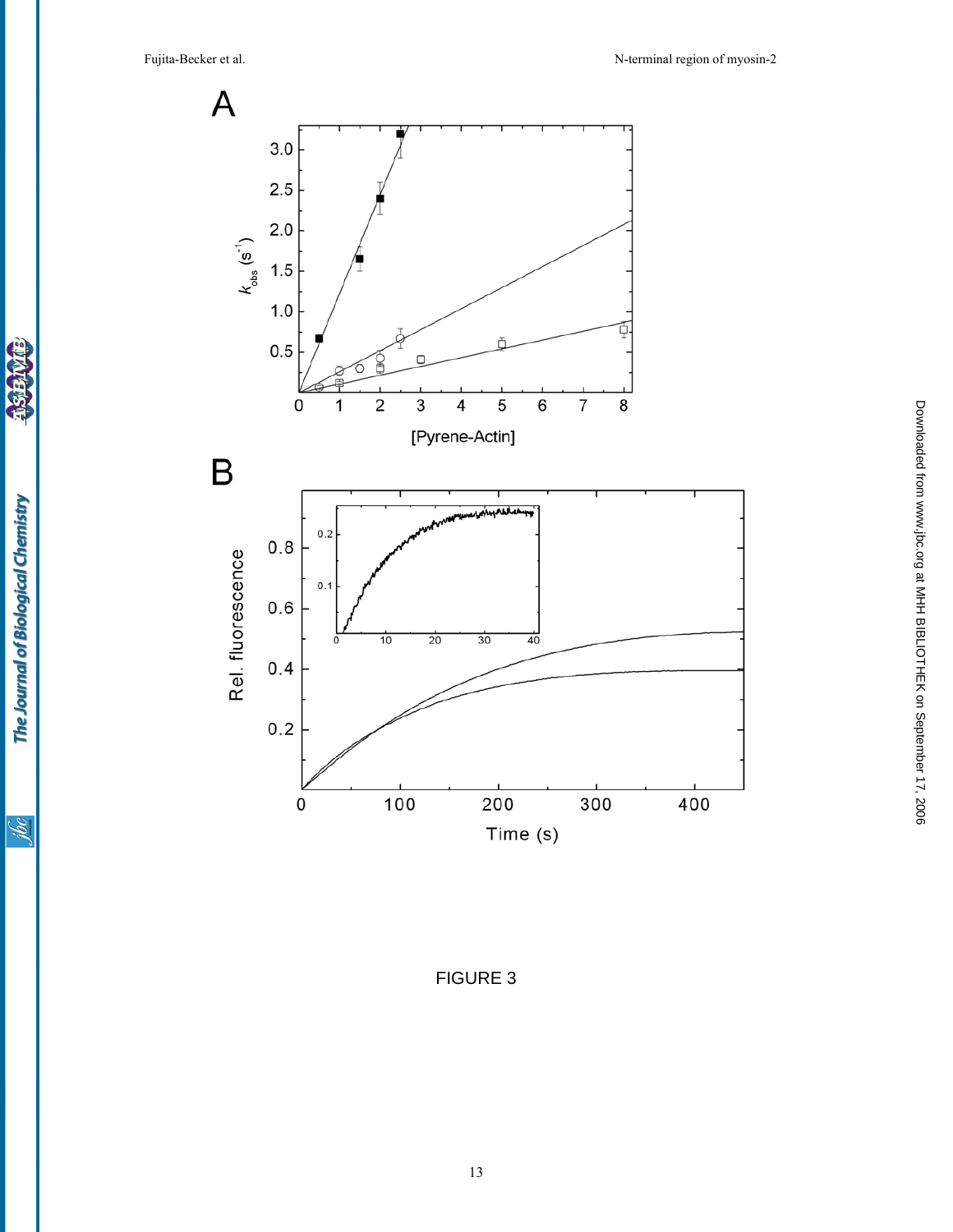A

$k_{obs}$ ($s^{-1}$)

[Pyrene-Actin]

B

Rel. fluorescence

Time (s)

FIGURE 3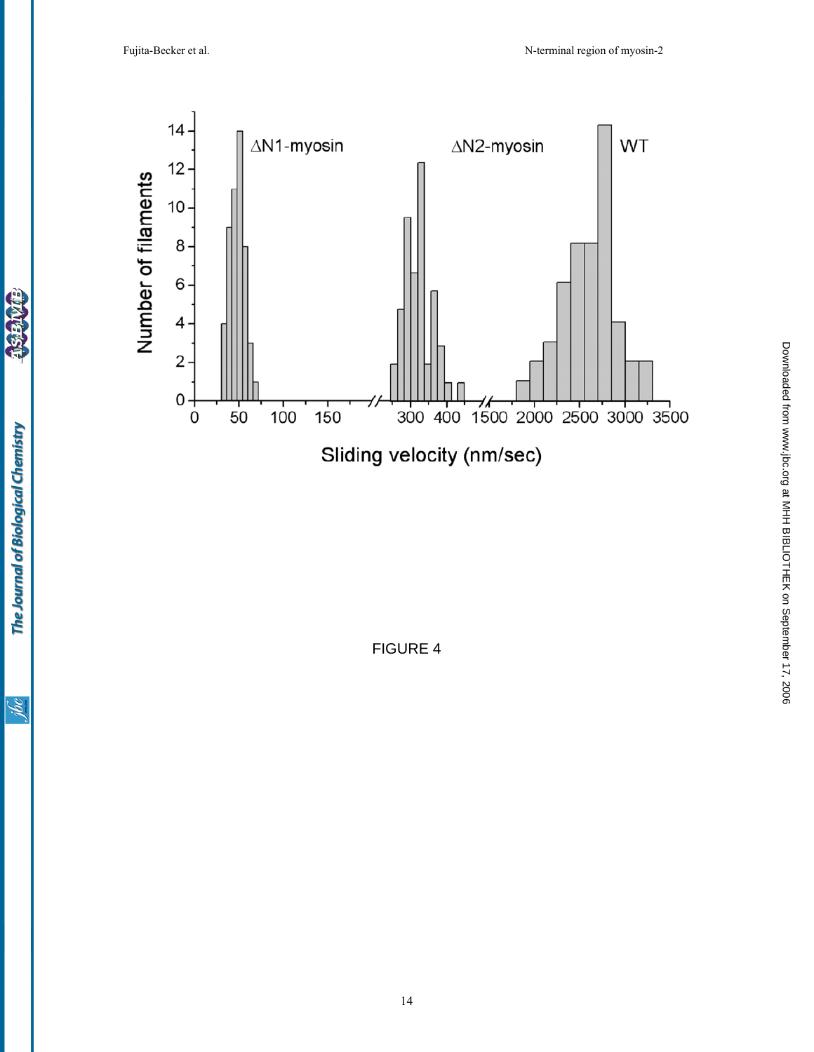FIGURE 4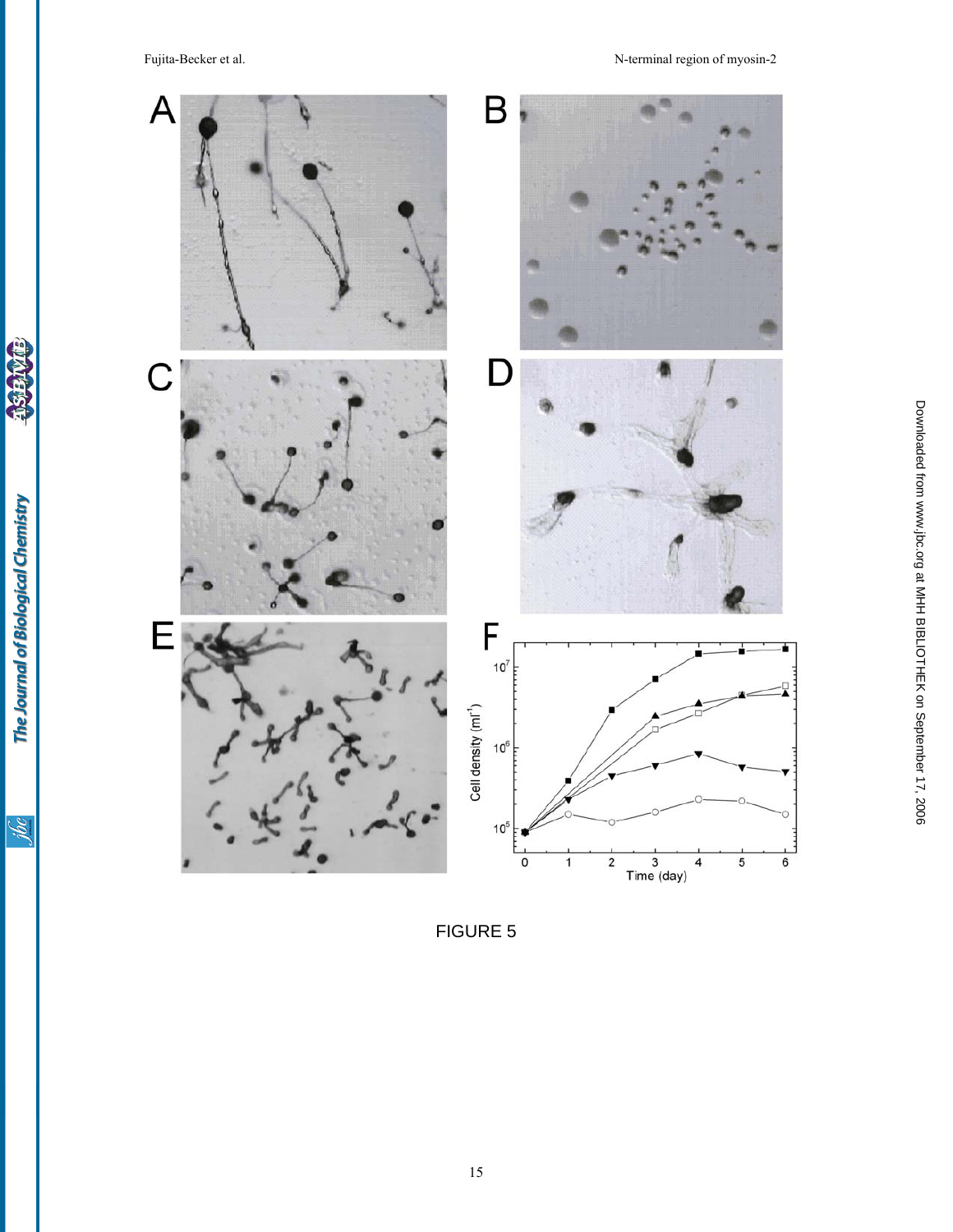A

B

C

D

E

F

Cell density (ml$^{-1}$)

$10^7$

$10^6$

$10^5$

Time (day)

0 1 2 3 4 5 6

FIGURE 5